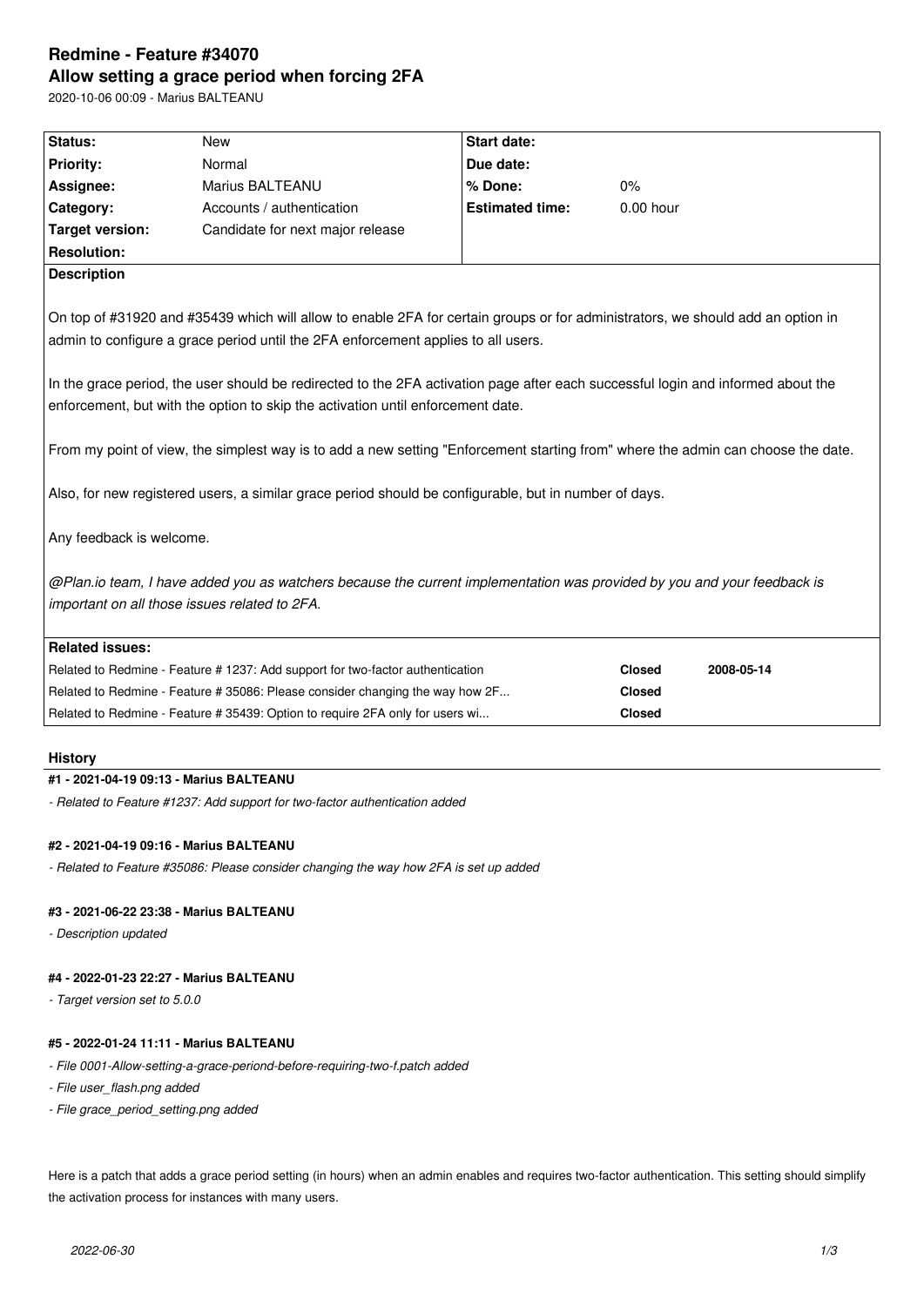# Redmine - Feature #34070

## Allow setting a grace period when forcing 2FA

2020-10-06 00:09 - Marius BALTEANU

| Status: | New | Start date: | |
|---|---|---|---|
| Priority: | Normal | Due date: | |
| Assignee: | Marius BALTEANU | % Done: | 0% |
| Category: | Accounts / authentication | Estimated time: | 0.00 hour |
| Target version: | Candidate for next major release | | |
| Resolution: | | | |

**Description**

On top of #31920 and #35439 which will allow to enable 2FA for certain groups or for administrators, we should add an option in admin to configure a grace period until the 2FA enforcement applies to all users.

In the grace period, the user should be redirected to the 2FA activation page after each successful login and informed about the enforcement, but with the option to skip the activation until enforcement date.

From my point of view, the simplest way is to add a new setting "Enforcement starting from" where the admin can choose the date.

Also, for new registered users, a similar grace period should be configurable, but in number of days.

Any feedback is welcome.

*@Plan.io team, I have added you as watchers because the current implementation was provided by you and your feedback is important on all those issues related to 2FA.*

**Related issues:**

| | | |
|---|---|---|
| Related to Redmine - Feature # 1237: Add support for two-factor authentication | **Closed** | **2008-05-14** |
| Related to Redmine - Feature # 35086: Please consider changing the way how 2F... | **Closed** | |
| Related to Redmine - Feature # 35439: Option to require 2FA only for users wi... | **Closed** | |

## History

### #1 - 2021-04-19 09:13 - Marius BALTEANU

*- Related to Feature #1237: Add support for two-factor authentication added*

### #2 - 2021-04-19 09:16 - Marius BALTEANU

*- Related to Feature #35086: Please consider changing the way how 2FA is set up added*

### #3 - 2021-06-22 23:38 - Marius BALTEANU

*- Description updated*

### #4 - 2022-01-23 22:27 - Marius BALTEANU

*- Target version set to 5.0.0*

### #5 - 2022-01-24 11:11 - Marius BALTEANU

*- File 0001-Allow-setting-a-grace-periond-before-requiring-two-f.patch added*

*- File user_flash.png added*

*- File grace_period_setting.png added*

Here is a patch that adds a grace period setting (in hours) when an admin enables and requires two-factor authentication. This setting should simplify the activation process for instances with many users.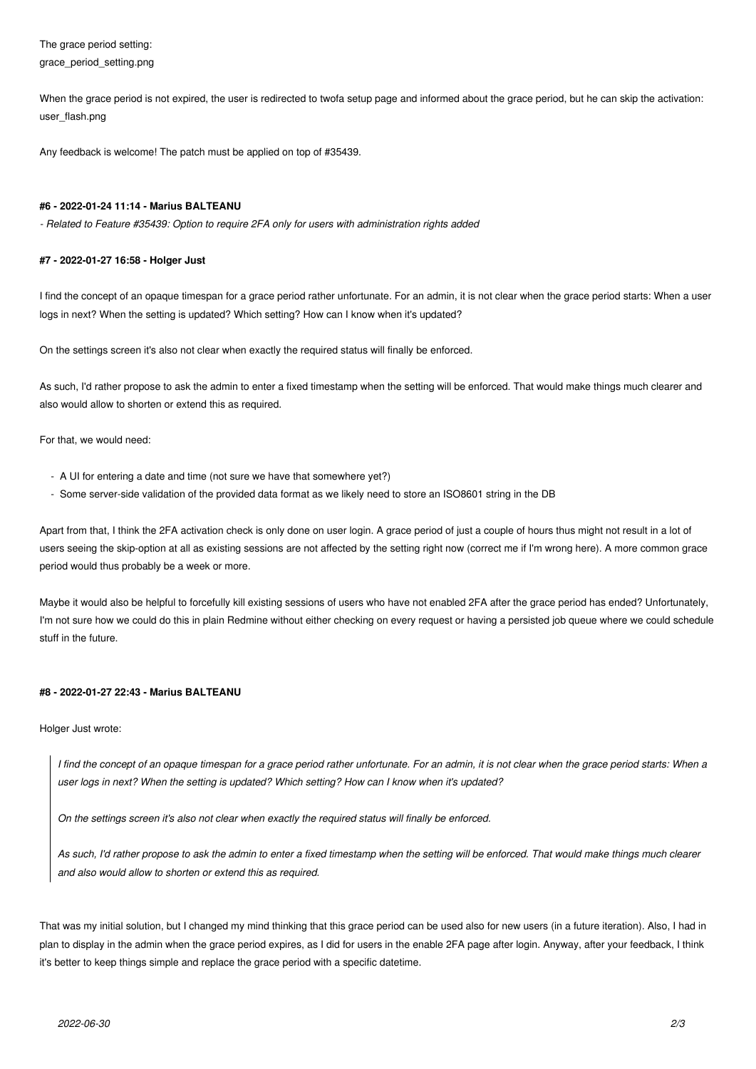The grace period setting:
grace_period_setting.png

When the grace period is not expired, the user is redirected to twofa setup page and informed about the grace period, but he can skip the activation:
user_flash.png

Any feedback is welcome! The patch must be applied on top of #35439.

#### #6 - 2022-01-24 11:14 - Marius BALTEANU

*- Related to Feature #35439: Option to require 2FA only for users with administration rights added*

#### #7 - 2022-01-27 16:58 - Holger Just

I find the concept of an opaque timespan for a grace period rather unfortunate. For an admin, it is not clear when the grace period starts: When a user logs in next? When the setting is updated? Which setting? How can I know when it's updated?

On the settings screen it's also not clear when exactly the required status will finally be enforced.

As such, I'd rather propose to ask the admin to enter a fixed timestamp when the setting will be enforced. That would make things much clearer and also would allow to shorten or extend this as required.

For that, we would need:

- A UI for entering a date and time (not sure we have that somewhere yet?)
- Some server-side validation of the provided data format as we likely need to store an ISO8601 string in the DB

Apart from that, I think the 2FA activation check is only done on user login. A grace period of just a couple of hours thus might not result in a lot of users seeing the skip-option at all as existing sessions are not affected by the setting right now (correct me if I'm wrong here). A more common grace period would thus probably be a week or more.

Maybe it would also be helpful to forcefully kill existing sessions of users who have not enabled 2FA after the grace period has ended? Unfortunately, I'm not sure how we could do this in plain Redmine without either checking on every request or having a persisted job queue where we could schedule stuff in the future.

#### #8 - 2022-01-27 22:43 - Marius BALTEANU

Holger Just wrote:

> *I find the concept of an opaque timespan for a grace period rather unfortunate. For an admin, it is not clear when the grace period starts: When a user logs in next? When the setting is updated? Which setting? How can I know when it's updated?*
>
> *On the settings screen it's also not clear when exactly the required status will finally be enforced.*
>
> *As such, I'd rather propose to ask the admin to enter a fixed timestamp when the setting will be enforced. That would make things much clearer and also would allow to shorten or extend this as required.*

That was my initial solution, but I changed my mind thinking that this grace period can be used also for new users (in a future iteration). Also, I had in plan to display in the admin when the grace period expires, as I did for users in the enable 2FA page after login. Anyway, after your feedback, I think it's better to keep things simple and replace the grace period with a specific datetime.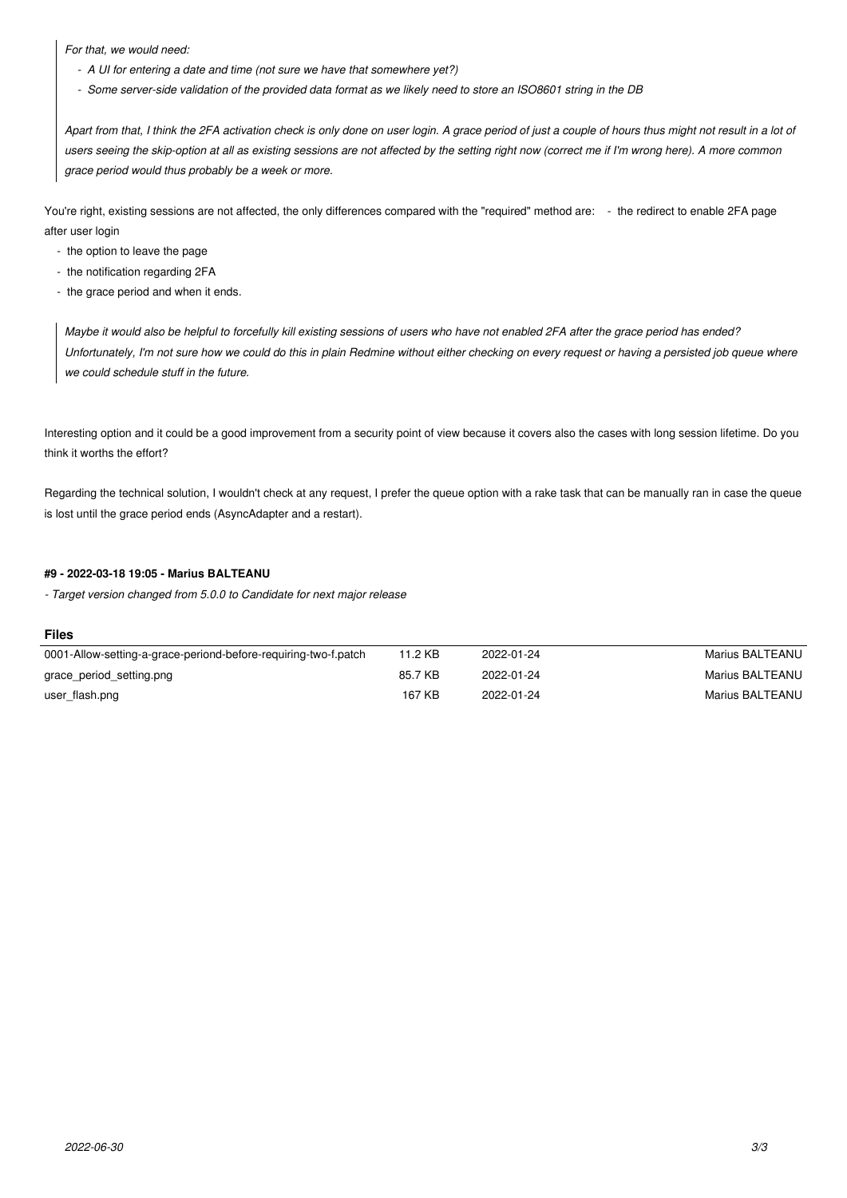> *For that, we would need:*
>
> - *A UI for entering a date and time (not sure we have that somewhere yet?)*
> - *Some server-side validation of the provided data format as we likely need to store an ISO8601 string in the DB*
>
> *Apart from that, I think the 2FA activation check is only done on user login. A grace period of just a couple of hours thus might not result in a lot of users seeing the skip-option at all as existing sessions are not affected by the setting right now (correct me if I'm wrong here). A more common grace period would thus probably be a week or more.*

You're right, existing sessions are not affected, the only differences compared with the "required" method are: - the redirect to enable 2FA page after user login

- the option to leave the page
- the notification regarding 2FA
- the grace period and when it ends.

> *Maybe it would also be helpful to forcefully kill existing sessions of users who have not enabled 2FA after the grace period has ended? Unfortunately, I'm not sure how we could do this in plain Redmine without either checking on every request or having a persisted job queue where we could schedule stuff in the future.*

Interesting option and it could be a good improvement from a security point of view because it covers also the cases with long session lifetime. Do you think it worths the effort?

Regarding the technical solution, I wouldn't check at any request, I prefer the queue option with a rake task that can be manually ran in case the queue is lost until the grace period ends (AsyncAdapter and a restart).

#### #9 - 2022-03-18 19:05 - Marius BALTEANU

*- Target version changed from 5.0.0 to Candidate for next major release*

### Files

| | | | |
|---|---|---|---|
| 0001-Allow-setting-a-grace-periond-before-requiring-two-f.patch | 11.2 KB | 2022-01-24 | Marius BALTEANU |
| grace_period_setting.png | 85.7 KB | 2022-01-24 | Marius BALTEANU |
| user_flash.png | 167 KB | 2022-01-24 | Marius BALTEANU |